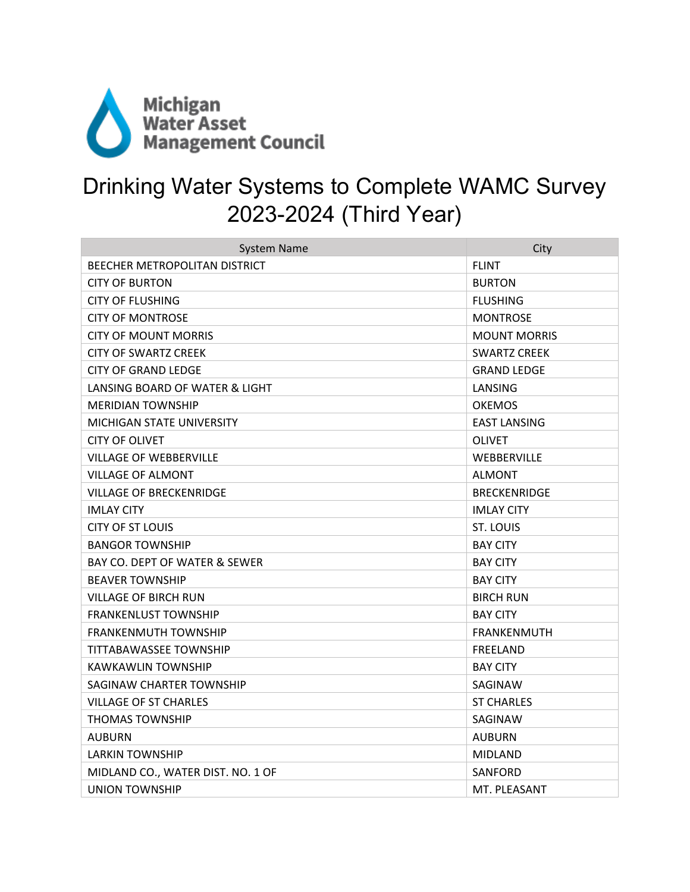Michigan Water Asset Management Council

# Drinking Water Systems to Complete WAMC Survey 2023-2024 (Third Year)

| System Name | City |
|---|---|
| BEECHER METROPOLITAN DISTRICT | FLINT |
| CITY OF BURTON | BURTON |
| CITY OF FLUSHING | FLUSHING |
| CITY OF MONTROSE | MONTROSE |
| CITY OF MOUNT MORRIS | MOUNT MORRIS |
| CITY OF SWARTZ CREEK | SWARTZ CREEK |
| CITY OF GRAND LEDGE | GRAND LEDGE |
| LANSING BOARD OF WATER & LIGHT | LANSING |
| MERIDIAN TOWNSHIP | OKEMOS |
| MICHIGAN STATE UNIVERSITY | EAST LANSING |
| CITY OF OLIVET | OLIVET |
| VILLAGE OF WEBBERVILLE | WEBBERVILLE |
| VILLAGE OF ALMONT | ALMONT |
| VILLAGE OF BRECKENRIDGE | BRECKENRIDGE |
| IMLAY CITY | IMLAY CITY |
| CITY OF ST LOUIS | ST. LOUIS |
| BANGOR TOWNSHIP | BAY CITY |
| BAY CO. DEPT OF WATER & SEWER | BAY CITY |
| BEAVER TOWNSHIP | BAY CITY |
| VILLAGE OF BIRCH RUN | BIRCH RUN |
| FRANKENLUST TOWNSHIP | BAY CITY |
| FRANKENMUTH TOWNSHIP | FRANKENMUTH |
| TITTABAWASSEE TOWNSHIP | FREELAND |
| KAWKAWLIN TOWNSHIP | BAY CITY |
| SAGINAW CHARTER TOWNSHIP | SAGINAW |
| VILLAGE OF ST CHARLES | ST CHARLES |
| THOMAS TOWNSHIP | SAGINAW |
| AUBURN | AUBURN |
| LARKIN TOWNSHIP | MIDLAND |
| MIDLAND CO., WATER DIST. NO. 1 OF | SANFORD |
| UNION TOWNSHIP | MT. PLEASANT |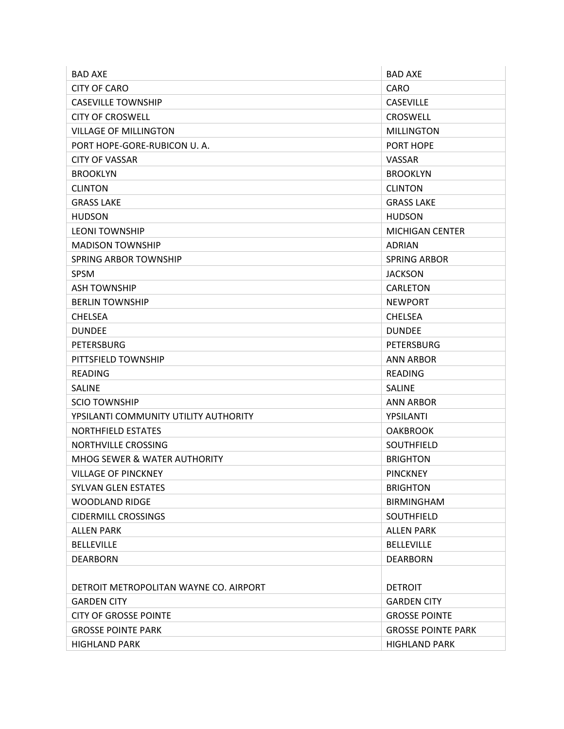| | |
|---|---|
| BAD AXE | BAD AXE |
| CITY OF CARO | CARO |
| CASEVILLE TOWNSHIP | CASEVILLE |
| CITY OF CROSWELL | CROSWELL |
| VILLAGE OF MILLINGTON | MILLINGTON |
| PORT HOPE-GORE-RUBICON U. A. | PORT HOPE |
| CITY OF VASSAR | VASSAR |
| BROOKLYN | BROOKLYN |
| CLINTON | CLINTON |
| GRASS LAKE | GRASS LAKE |
| HUDSON | HUDSON |
| LEONI TOWNSHIP | MICHIGAN CENTER |
| MADISON TOWNSHIP | ADRIAN |
| SPRING ARBOR TOWNSHIP | SPRING ARBOR |
| SPSM | JACKSON |
| ASH TOWNSHIP | CARLETON |
| BERLIN TOWNSHIP | NEWPORT |
| CHELSEA | CHELSEA |
| DUNDEE | DUNDEE |
| PETERSBURG | PETERSBURG |
| PITTSFIELD TOWNSHIP | ANN ARBOR |
| READING | READING |
| SALINE | SALINE |
| SCIO TOWNSHIP | ANN ARBOR |
| YPSILANTI COMMUNITY UTILITY AUTHORITY | YPSILANTI |
| NORTHFIELD ESTATES | OAKBROOK |
| NORTHVILLE CROSSING | SOUTHFIELD |
| MHOG SEWER & WATER AUTHORITY | BRIGHTON |
| VILLAGE OF PINCKNEY | PINCKNEY |
| SYLVAN GLEN ESTATES | BRIGHTON |
| WOODLAND RIDGE | BIRMINGHAM |
| CIDERMILL CROSSINGS | SOUTHFIELD |
| ALLEN PARK | ALLEN PARK |
| BELLEVILLE | BELLEVILLE |
| DEARBORN | DEARBORN |
| DETROIT METROPOLITAN WAYNE CO. AIRPORT | DETROIT |
| GARDEN CITY | GARDEN CITY |
| CITY OF GROSSE POINTE | GROSSE POINTE |
| GROSSE POINTE PARK | GROSSE POINTE PARK |
| HIGHLAND PARK | HIGHLAND PARK |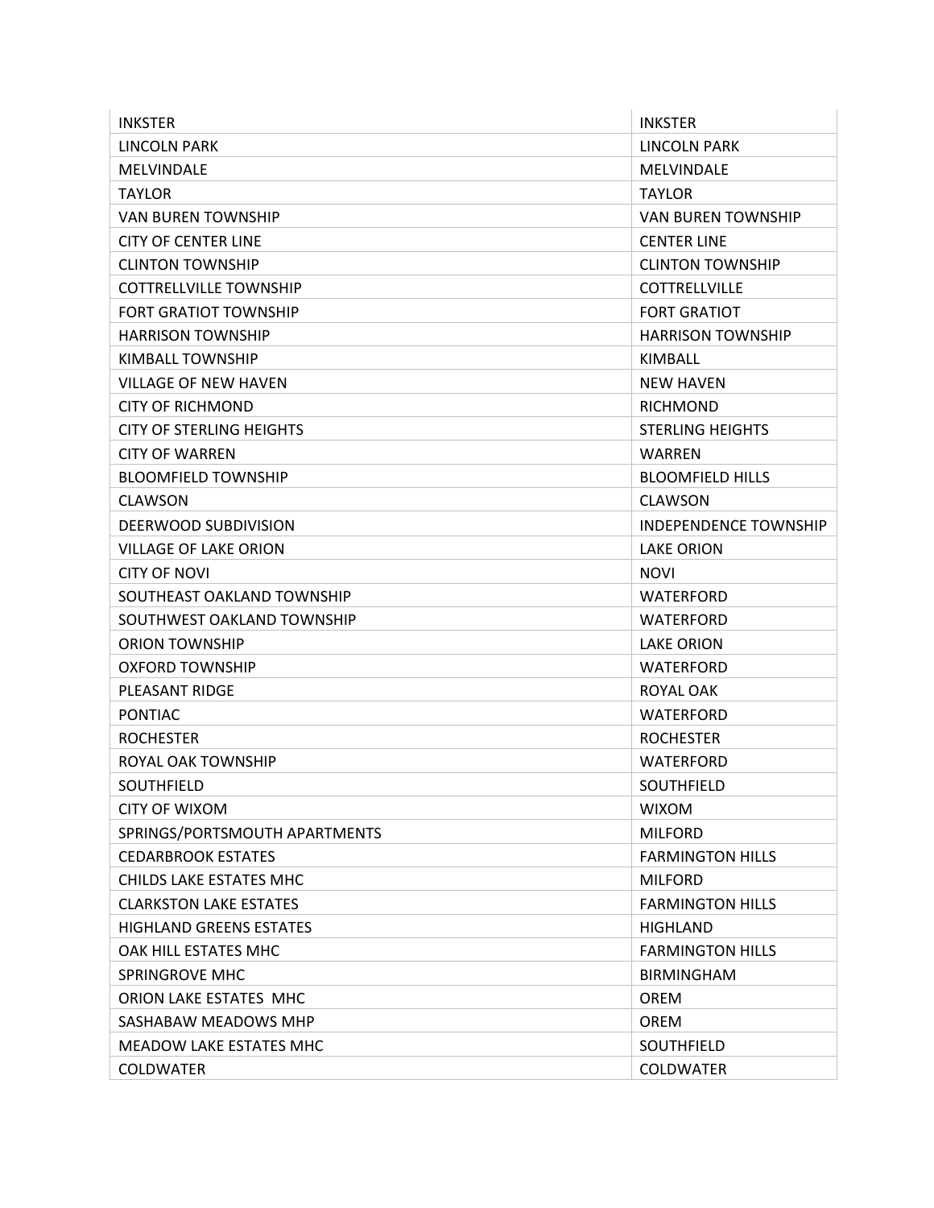| | |
|---|---|
| INKSTER | INKSTER |
| LINCOLN PARK | LINCOLN PARK |
| MELVINDALE | MELVINDALE |
| TAYLOR | TAYLOR |
| VAN BUREN TOWNSHIP | VAN BUREN TOWNSHIP |
| CITY OF CENTER LINE | CENTER LINE |
| CLINTON TOWNSHIP | CLINTON TOWNSHIP |
| COTTRELLVILLE TOWNSHIP | COTTRELLVILLE |
| FORT GRATIOT TOWNSHIP | FORT GRATIOT |
| HARRISON TOWNSHIP | HARRISON TOWNSHIP |
| KIMBALL TOWNSHIP | KIMBALL |
| VILLAGE OF NEW HAVEN | NEW HAVEN |
| CITY OF RICHMOND | RICHMOND |
| CITY OF STERLING HEIGHTS | STERLING HEIGHTS |
| CITY OF WARREN | WARREN |
| BLOOMFIELD TOWNSHIP | BLOOMFIELD HILLS |
| CLAWSON | CLAWSON |
| DEERWOOD SUBDIVISION | INDEPENDENCE TOWNSHIP |
| VILLAGE OF LAKE ORION | LAKE ORION |
| CITY OF NOVI | NOVI |
| SOUTHEAST OAKLAND TOWNSHIP | WATERFORD |
| SOUTHWEST OAKLAND TOWNSHIP | WATERFORD |
| ORION TOWNSHIP | LAKE ORION |
| OXFORD TOWNSHIP | WATERFORD |
| PLEASANT RIDGE | ROYAL OAK |
| PONTIAC | WATERFORD |
| ROCHESTER | ROCHESTER |
| ROYAL OAK TOWNSHIP | WATERFORD |
| SOUTHFIELD | SOUTHFIELD |
| CITY OF WIXOM | WIXOM |
| SPRINGS/PORTSMOUTH APARTMENTS | MILFORD |
| CEDARBROOK ESTATES | FARMINGTON HILLS |
| CHILDS LAKE ESTATES MHC | MILFORD |
| CLARKSTON LAKE ESTATES | FARMINGTON HILLS |
| HIGHLAND GREENS ESTATES | HIGHLAND |
| OAK HILL ESTATES MHC | FARMINGTON HILLS |
| SPRINGROVE MHC | BIRMINGHAM |
| ORION LAKE ESTATES MHC | OREM |
| SASHABAW MEADOWS MHP | OREM |
| MEADOW LAKE ESTATES MHC | SOUTHFIELD |
| COLDWATER | COLDWATER |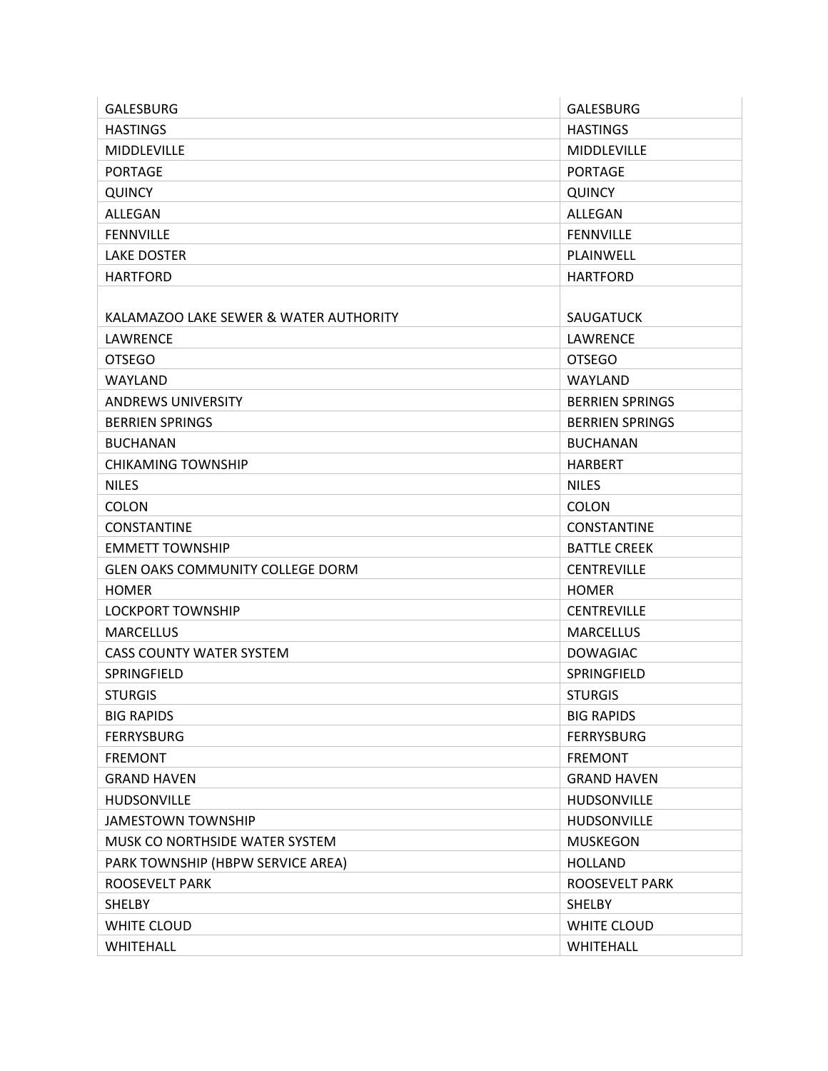| | |
|---|---|
| GALESBURG | GALESBURG |
| HASTINGS | HASTINGS |
| MIDDLEVILLE | MIDDLEVILLE |
| PORTAGE | PORTAGE |
| QUINCY | QUINCY |
| ALLEGAN | ALLEGAN |
| FENNVILLE | FENNVILLE |
| LAKE DOSTER | PLAINWELL |
| HARTFORD | HARTFORD |
| KALAMAZOO LAKE SEWER & WATER AUTHORITY | SAUGATUCK |
| LAWRENCE | LAWRENCE |
| OTSEGO | OTSEGO |
| WAYLAND | WAYLAND |
| ANDREWS UNIVERSITY | BERRIEN SPRINGS |
| BERRIEN SPRINGS | BERRIEN SPRINGS |
| BUCHANAN | BUCHANAN |
| CHIKAMING TOWNSHIP | HARBERT |
| NILES | NILES |
| COLON | COLON |
| CONSTANTINE | CONSTANTINE |
| EMMETT TOWNSHIP | BATTLE CREEK |
| GLEN OAKS COMMUNITY COLLEGE DORM | CENTREVILLE |
| HOMER | HOMER |
| LOCKPORT TOWNSHIP | CENTREVILLE |
| MARCELLUS | MARCELLUS |
| CASS COUNTY WATER SYSTEM | DOWAGIAC |
| SPRINGFIELD | SPRINGFIELD |
| STURGIS | STURGIS |
| BIG RAPIDS | BIG RAPIDS |
| FERRYSBURG | FERRYSBURG |
| FREMONT | FREMONT |
| GRAND HAVEN | GRAND HAVEN |
| HUDSONVILLE | HUDSONVILLE |
| JAMESTOWN TOWNSHIP | HUDSONVILLE |
| MUSK CO NORTHSIDE WATER SYSTEM | MUSKEGON |
| PARK TOWNSHIP (HBPW SERVICE AREA) | HOLLAND |
| ROOSEVELT PARK | ROOSEVELT PARK |
| SHELBY | SHELBY |
| WHITE CLOUD | WHITE CLOUD |
| WHITEHALL | WHITEHALL |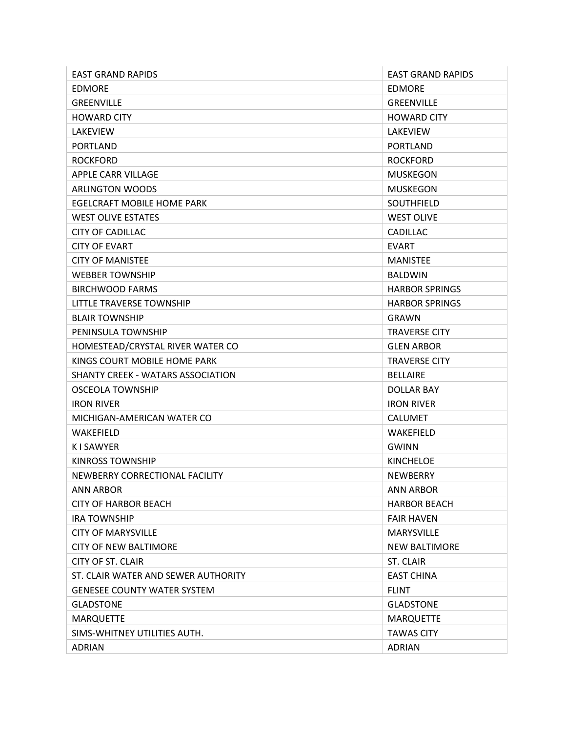| | |
|---|---|
| EAST GRAND RAPIDS | EAST GRAND RAPIDS |
| EDMORE | EDMORE |
| GREENVILLE | GREENVILLE |
| HOWARD CITY | HOWARD CITY |
| LAKEVIEW | LAKEVIEW |
| PORTLAND | PORTLAND |
| ROCKFORD | ROCKFORD |
| APPLE CARR VILLAGE | MUSKEGON |
| ARLINGTON WOODS | MUSKEGON |
| EGELCRAFT MOBILE HOME PARK | SOUTHFIELD |
| WEST OLIVE ESTATES | WEST OLIVE |
| CITY OF CADILLAC | CADILLAC |
| CITY OF EVART | EVART |
| CITY OF MANISTEE | MANISTEE |
| WEBBER TOWNSHIP | BALDWIN |
| BIRCHWOOD FARMS | HARBOR SPRINGS |
| LITTLE TRAVERSE TOWNSHIP | HARBOR SPRINGS |
| BLAIR TOWNSHIP | GRAWN |
| PENINSULA TOWNSHIP | TRAVERSE CITY |
| HOMESTEAD/CRYSTAL RIVER WATER CO | GLEN ARBOR |
| KINGS COURT MOBILE HOME PARK | TRAVERSE CITY |
| SHANTY CREEK - WATARS ASSOCIATION | BELLAIRE |
| OSCEOLA TOWNSHIP | DOLLAR BAY |
| IRON RIVER | IRON RIVER |
| MICHIGAN-AMERICAN WATER CO | CALUMET |
| WAKEFIELD | WAKEFIELD |
| K I SAWYER | GWINN |
| KINROSS TOWNSHIP | KINCHELOE |
| NEWBERRY CORRECTIONAL FACILITY | NEWBERRY |
| ANN ARBOR | ANN ARBOR |
| CITY OF HARBOR BEACH | HARBOR BEACH |
| IRA TOWNSHIP | FAIR HAVEN |
| CITY OF MARYSVILLE | MARYSVILLE |
| CITY OF NEW BALTIMORE | NEW BALTIMORE |
| CITY OF ST. CLAIR | ST. CLAIR |
| ST. CLAIR WATER AND SEWER AUTHORITY | EAST CHINA |
| GENESEE COUNTY WATER SYSTEM | FLINT |
| GLADSTONE | GLADSTONE |
| MARQUETTE | MARQUETTE |
| SIMS-WHITNEY UTILITIES AUTH. | TAWAS CITY |
| ADRIAN | ADRIAN |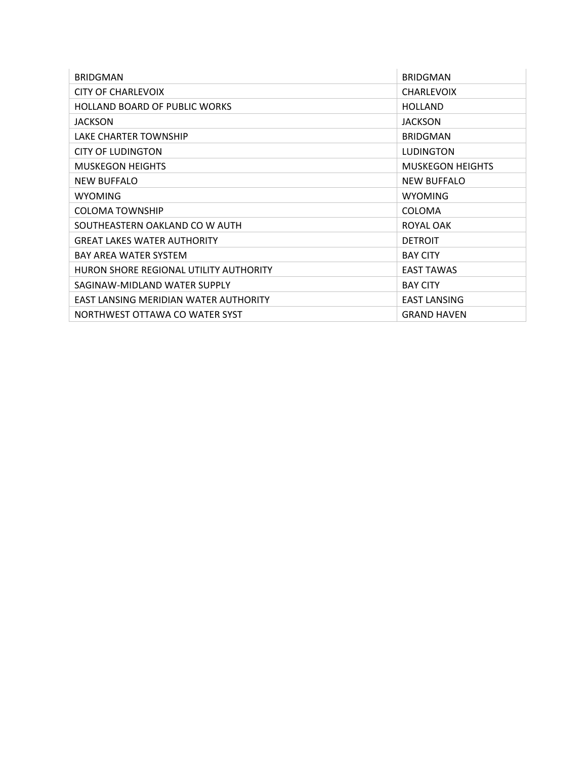| | |
|---|---|
| BRIDGMAN | BRIDGMAN |
| CITY OF CHARLEVOIX | CHARLEVOIX |
| HOLLAND BOARD OF PUBLIC WORKS | HOLLAND |
| JACKSON | JACKSON |
| LAKE CHARTER TOWNSHIP | BRIDGMAN |
| CITY OF LUDINGTON | LUDINGTON |
| MUSKEGON HEIGHTS | MUSKEGON HEIGHTS |
| NEW BUFFALO | NEW BUFFALO |
| WYOMING | WYOMING |
| COLOMA TOWNSHIP | COLOMA |
| SOUTHEASTERN OAKLAND CO W AUTH | ROYAL OAK |
| GREAT LAKES WATER AUTHORITY | DETROIT |
| BAY AREA WATER SYSTEM | BAY CITY |
| HURON SHORE REGIONAL UTILITY AUTHORITY | EAST TAWAS |
| SAGINAW-MIDLAND WATER SUPPLY | BAY CITY |
| EAST LANSING MERIDIAN WATER AUTHORITY | EAST LANSING |
| NORTHWEST OTTAWA CO WATER SYST | GRAND HAVEN |